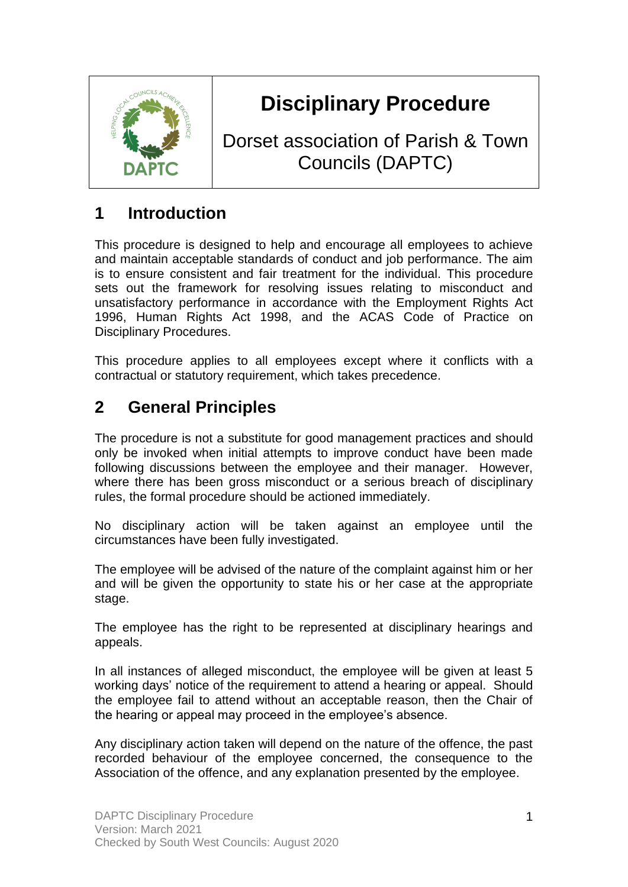# Disciplinary Procedure

Dorset association of Parish & Town Councils (DAPTC)

## 1 Introduction

This procedure is designed to help and encourage all employees to achieve and maintain acceptable standards of conduct and job performance. The aim is to ensure consistent and fair treatment for the individual. This procedure sets out the framework for resolving issues relating to misconduct and unsatisfactory performance in accordance with the Employment Rights Act 1996, Human Rights Act 1998, and the ACAS Code of Practice on Disciplinary Procedures.

This procedure applies to all employees except where it conflicts with a contractual or statutory requirement, which takes precedence.

## 2 General Principles

The procedure is not a substitute for good management practices and should only be invoked when initial attempts to improve conduct have been made following discussions between the employee and their manager. However, where there has been gross misconduct or a serious breach of disciplinary rules, the formal procedure should be actioned immediately.

No disciplinary action will be taken against an employee until the circumstances have been fully investigated.

The employee will be advised of the nature of the complaint against him or her and will be given the opportunity to state his or her case at the appropriate stage.

The employee has the right to be represented at disciplinary hearings and appeals.

In all instances of alleged misconduct, the employee will be given at least 5 working days' notice of the requirement to attend a hearing or appeal. Should the employee fail to attend without an acceptable reason, then the Chair of the hearing or appeal may proceed in the employee's absence.

Any disciplinary action taken will depend on the nature of the offence, the past recorded behaviour of the employee concerned, the consequence to the Association of the offence, and any explanation presented by the employee.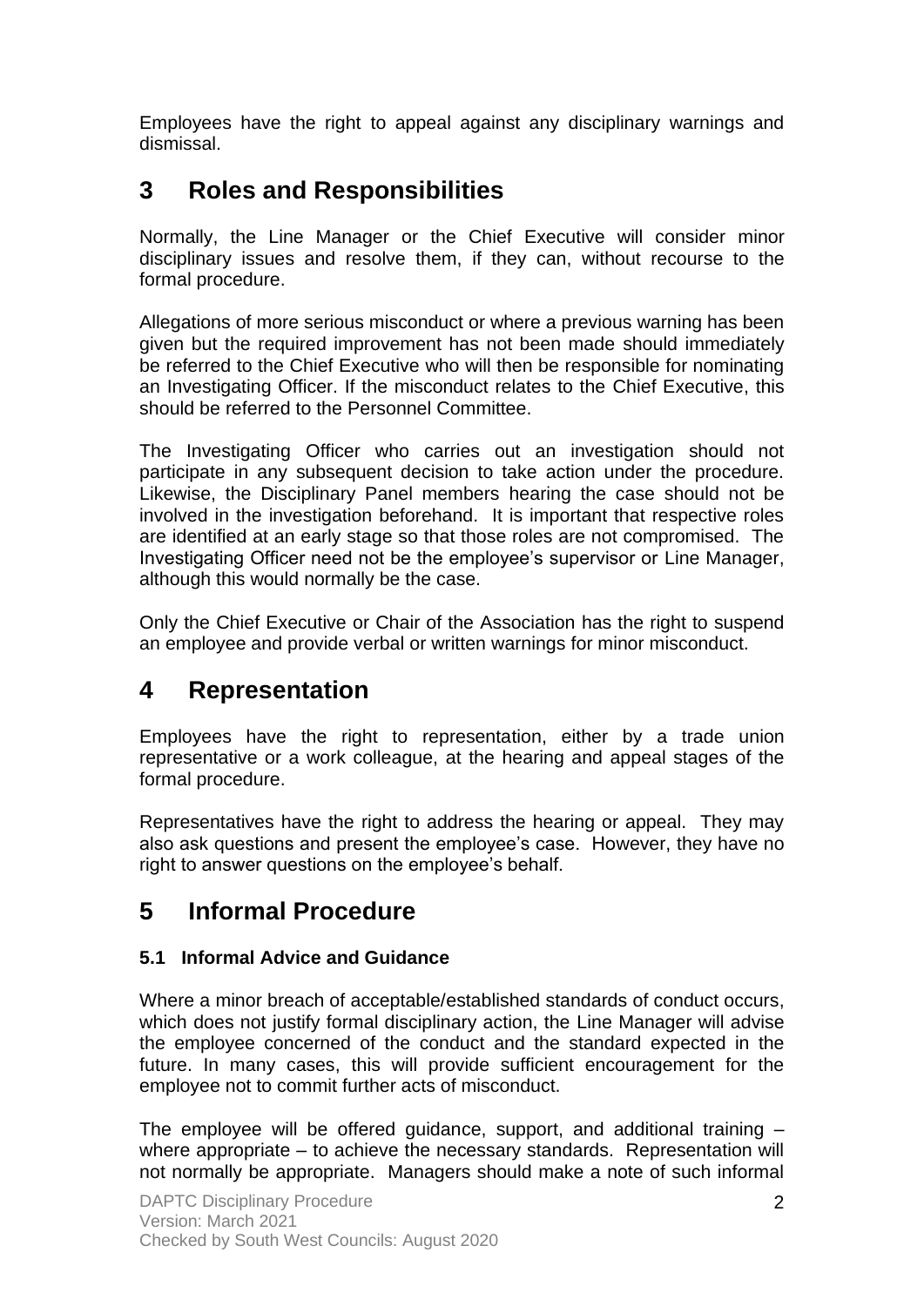Employees have the right to appeal against any disciplinary warnings and dismissal.

## 3 Roles and Responsibilities

Normally, the Line Manager or the Chief Executive will consider minor disciplinary issues and resolve them, if they can, without recourse to the formal procedure.

Allegations of more serious misconduct or where a previous warning has been given but the required improvement has not been made should immediately be referred to the Chief Executive who will then be responsible for nominating an Investigating Officer. If the misconduct relates to the Chief Executive, this should be referred to the Personnel Committee.

The Investigating Officer who carries out an investigation should not participate in any subsequent decision to take action under the procedure. Likewise, the Disciplinary Panel members hearing the case should not be involved in the investigation beforehand. It is important that respective roles are identified at an early stage so that those roles are not compromised. The Investigating Officer need not be the employee's supervisor or Line Manager, although this would normally be the case.

Only the Chief Executive or Chair of the Association has the right to suspend an employee and provide verbal or written warnings for minor misconduct.

## 4 Representation

Employees have the right to representation, either by a trade union representative or a work colleague, at the hearing and appeal stages of the formal procedure.

Representatives have the right to address the hearing or appeal. They may also ask questions and present the employee's case. However, they have no right to answer questions on the employee's behalf.

## 5 Informal Procedure

### 5.1 Informal Advice and Guidance

Where a minor breach of acceptable/established standards of conduct occurs, which does not justify formal disciplinary action, the Line Manager will advise the employee concerned of the conduct and the standard expected in the future. In many cases, this will provide sufficient encouragement for the employee not to commit further acts of misconduct.

The employee will be offered guidance, support, and additional training – where appropriate – to achieve the necessary standards. Representation will not normally be appropriate. Managers should make a note of such informal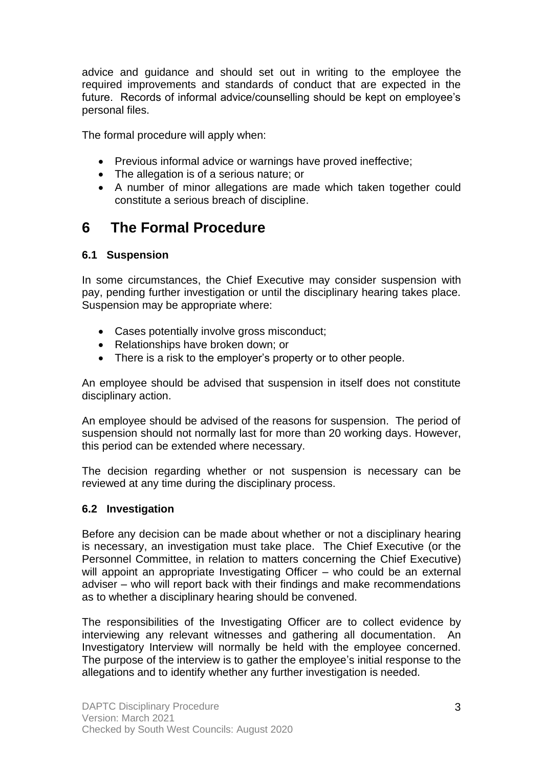advice and guidance and should set out in writing to the employee the required improvements and standards of conduct that are expected in the future. Records of informal advice/counselling should be kept on employee's personal files.

The formal procedure will apply when:

- Previous informal advice or warnings have proved ineffective;
- The allegation is of a serious nature; or
- A number of minor allegations are made which taken together could constitute a serious breach of discipline.

# 6 The Formal Procedure

### 6.1 Suspension

In some circumstances, the Chief Executive may consider suspension with pay, pending further investigation or until the disciplinary hearing takes place. Suspension may be appropriate where:

- Cases potentially involve gross misconduct;
- Relationships have broken down; or
- There is a risk to the employer's property or to other people.

An employee should be advised that suspension in itself does not constitute disciplinary action.

An employee should be advised of the reasons for suspension. The period of suspension should not normally last for more than 20 working days. However, this period can be extended where necessary.

The decision regarding whether or not suspension is necessary can be reviewed at any time during the disciplinary process.

### 6.2 Investigation

Before any decision can be made about whether or not a disciplinary hearing is necessary, an investigation must take place. The Chief Executive (or the Personnel Committee, in relation to matters concerning the Chief Executive) will appoint an appropriate Investigating Officer – who could be an external adviser – who will report back with their findings and make recommendations as to whether a disciplinary hearing should be convened.

The responsibilities of the Investigating Officer are to collect evidence by interviewing any relevant witnesses and gathering all documentation. An Investigatory Interview will normally be held with the employee concerned. The purpose of the interview is to gather the employee's initial response to the allegations and to identify whether any further investigation is needed.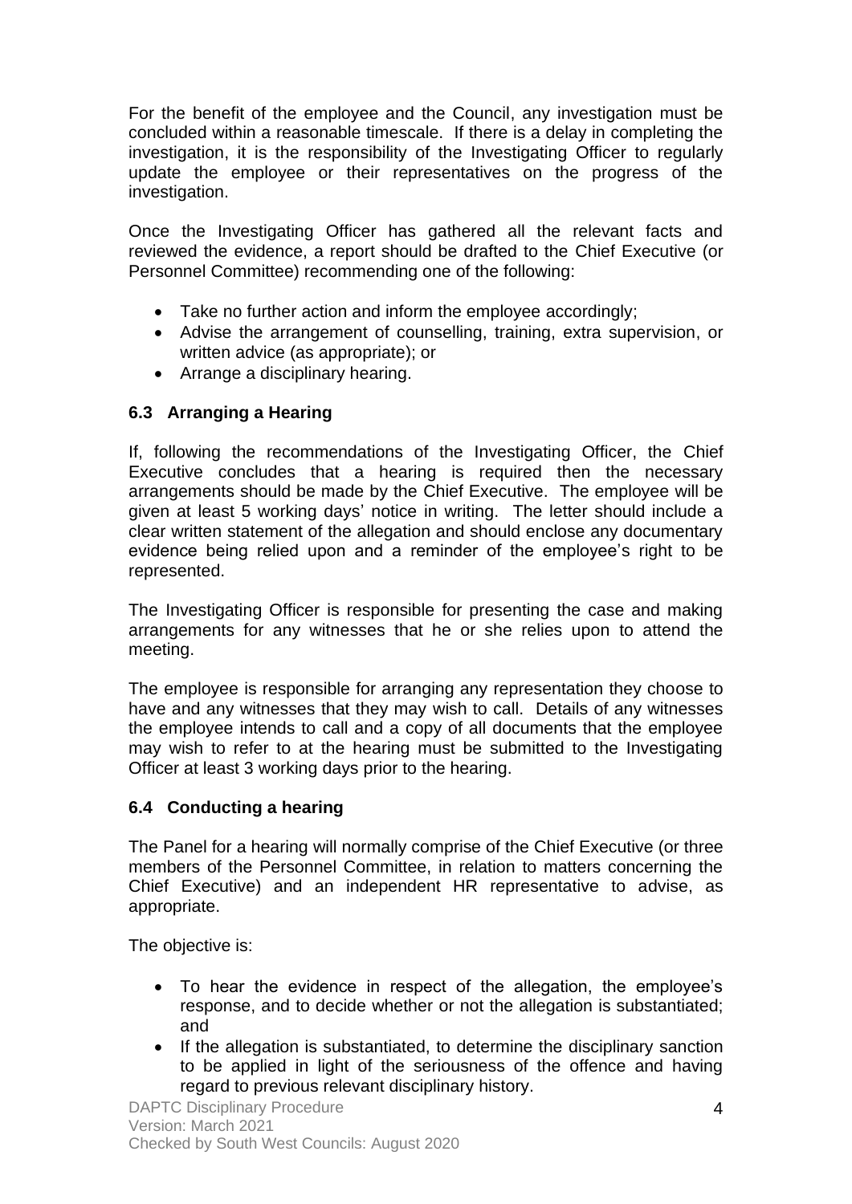For the benefit of the employee and the Council, any investigation must be concluded within a reasonable timescale. If there is a delay in completing the investigation, it is the responsibility of the Investigating Officer to regularly update the employee or their representatives on the progress of the investigation.

Once the Investigating Officer has gathered all the relevant facts and reviewed the evidence, a report should be drafted to the Chief Executive (or Personnel Committee) recommending one of the following:

- Take no further action and inform the employee accordingly;
- Advise the arrangement of counselling, training, extra supervision, or written advice (as appropriate); or
- Arrange a disciplinary hearing.

### 6.3 Arranging a Hearing

If, following the recommendations of the Investigating Officer, the Chief Executive concludes that a hearing is required then the necessary arrangements should be made by the Chief Executive. The employee will be given at least 5 working days' notice in writing. The letter should include a clear written statement of the allegation and should enclose any documentary evidence being relied upon and a reminder of the employee's right to be represented.

The Investigating Officer is responsible for presenting the case and making arrangements for any witnesses that he or she relies upon to attend the meeting.

The employee is responsible for arranging any representation they choose to have and any witnesses that they may wish to call. Details of any witnesses the employee intends to call and a copy of all documents that the employee may wish to refer to at the hearing must be submitted to the Investigating Officer at least 3 working days prior to the hearing.

### 6.4 Conducting a hearing

The Panel for a hearing will normally comprise of the Chief Executive (or three members of the Personnel Committee, in relation to matters concerning the Chief Executive) and an independent HR representative to advise, as appropriate.

The objective is:

- To hear the evidence in respect of the allegation, the employee's response, and to decide whether or not the allegation is substantiated; and
- If the allegation is substantiated, to determine the disciplinary sanction to be applied in light of the seriousness of the offence and having regard to previous relevant disciplinary history.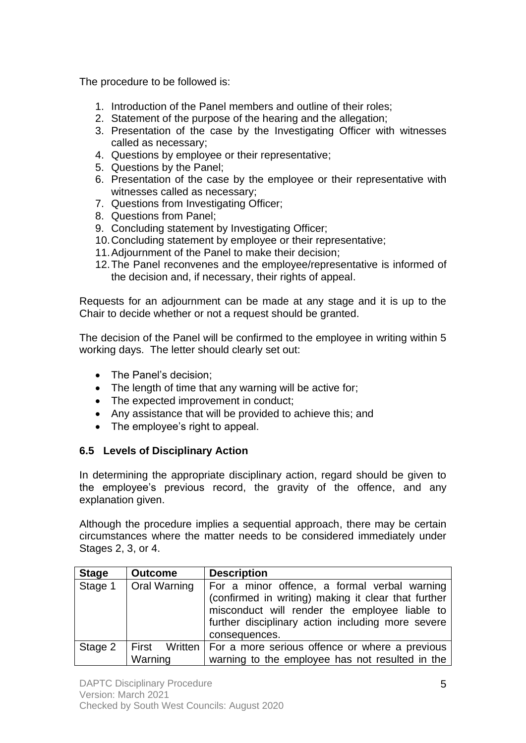The procedure to be followed is:

1. Introduction of the Panel members and outline of their roles;
2. Statement of the purpose of the hearing and the allegation;
3. Presentation of the case by the Investigating Officer with witnesses called as necessary;
4. Questions by employee or their representative;
5. Questions by the Panel;
6. Presentation of the case by the employee or their representative with witnesses called as necessary;
7. Questions from Investigating Officer;
8. Questions from Panel;
9. Concluding statement by Investigating Officer;
10. Concluding statement by employee or their representative;
11. Adjournment of the Panel to make their decision;
12. The Panel reconvenes and the employee/representative is informed of the decision and, if necessary, their rights of appeal.

Requests for an adjournment can be made at any stage and it is up to the Chair to decide whether or not a request should be granted.

The decision of the Panel will be confirmed to the employee in writing within 5 working days. The letter should clearly set out:

- The Panel's decision;
- The length of time that any warning will be active for;
- The expected improvement in conduct;
- Any assistance that will be provided to achieve this; and
- The employee's right to appeal.

### 6.5 Levels of Disciplinary Action

In determining the appropriate disciplinary action, regard should be given to the employee's previous record, the gravity of the offence, and any explanation given.

Although the procedure implies a sequential approach, there may be certain circumstances where the matter needs to be considered immediately under Stages 2, 3, or 4.

| Stage | Outcome | Description |
|---|---|---|
| Stage 1 | Oral Warning | For a minor offence, a formal verbal warning (confirmed in writing) making it clear that further misconduct will render the employee liable to further disciplinary action including more severe consequences. |
| Stage 2 | First Written Warning | For a more serious offence or where a previous warning to the employee has not resulted in the |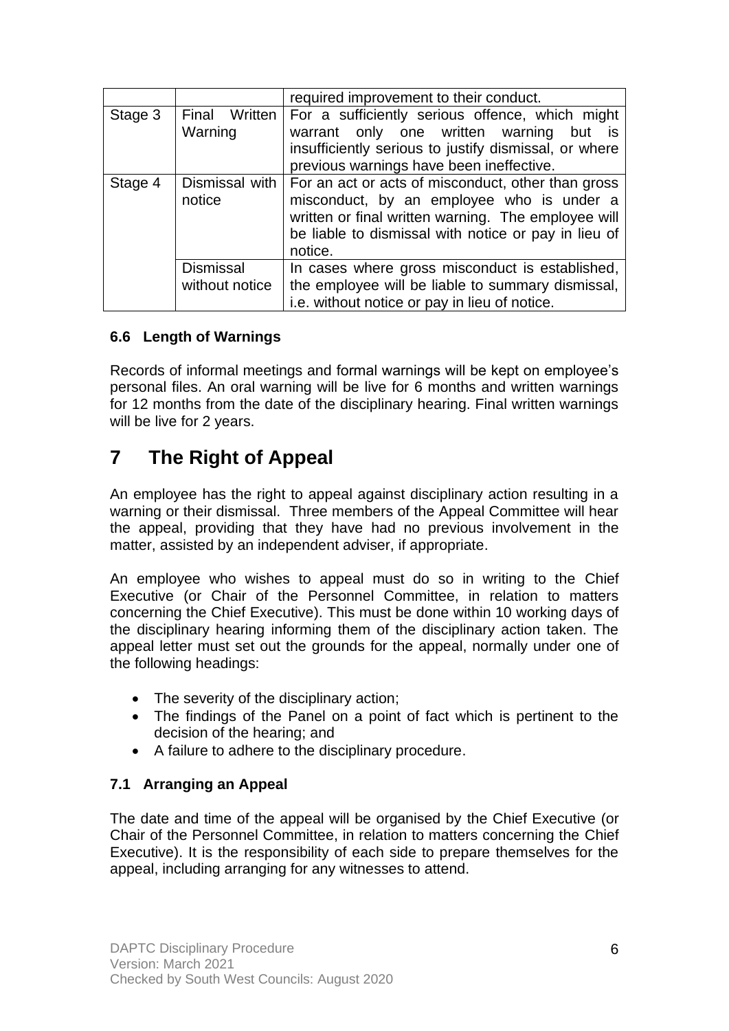| | | |
|---|---|---|
| | | required improvement to their conduct. |
| Stage 3 | Final Written Warning | For a sufficiently serious offence, which might warrant only one written warning but is insufficiently serious to justify dismissal, or where previous warnings have been ineffective. |
| Stage 4 | Dismissal with notice | For an act or acts of misconduct, other than gross misconduct, by an employee who is under a written or final written warning. The employee will be liable to dismissal with notice or pay in lieu of notice. |
| | Dismissal without notice | In cases where gross misconduct is established, the employee will be liable to summary dismissal, i.e. without notice or pay in lieu of notice. |

### 6.6 Length of Warnings

Records of informal meetings and formal warnings will be kept on employee's personal files. An oral warning will be live for 6 months and written warnings for 12 months from the date of the disciplinary hearing. Final written warnings will be live for 2 years.

# 7 The Right of Appeal

An employee has the right to appeal against disciplinary action resulting in a warning or their dismissal. Three members of the Appeal Committee will hear the appeal, providing that they have had no previous involvement in the matter, assisted by an independent adviser, if appropriate.

An employee who wishes to appeal must do so in writing to the Chief Executive (or Chair of the Personnel Committee, in relation to matters concerning the Chief Executive). This must be done within 10 working days of the disciplinary hearing informing them of the disciplinary action taken. The appeal letter must set out the grounds for the appeal, normally under one of the following headings:

- The severity of the disciplinary action;
- The findings of the Panel on a point of fact which is pertinent to the decision of the hearing; and
- A failure to adhere to the disciplinary procedure.

### 7.1 Arranging an Appeal

The date and time of the appeal will be organised by the Chief Executive (or Chair of the Personnel Committee, in relation to matters concerning the Chief Executive). It is the responsibility of each side to prepare themselves for the appeal, including arranging for any witnesses to attend.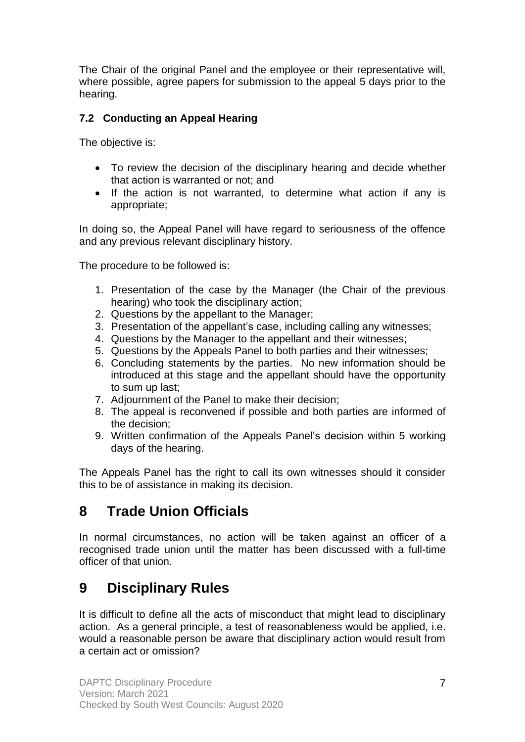The Chair of the original Panel and the employee or their representative will, where possible, agree papers for submission to the appeal 5 days prior to the hearing.

### 7.2 Conducting an Appeal Hearing

The objective is:

- To review the decision of the disciplinary hearing and decide whether that action is warranted or not; and
- If the action is not warranted, to determine what action if any is appropriate;

In doing so, the Appeal Panel will have regard to seriousness of the offence and any previous relevant disciplinary history.

The procedure to be followed is:

1. Presentation of the case by the Manager (the Chair of the previous hearing) who took the disciplinary action;
2. Questions by the appellant to the Manager;
3. Presentation of the appellant's case, including calling any witnesses;
4. Questions by the Manager to the appellant and their witnesses;
5. Questions by the Appeals Panel to both parties and their witnesses;
6. Concluding statements by the parties. No new information should be introduced at this stage and the appellant should have the opportunity to sum up last;
7. Adjournment of the Panel to make their decision;
8. The appeal is reconvened if possible and both parties are informed of the decision;
9. Written confirmation of the Appeals Panel's decision within 5 working days of the hearing.

The Appeals Panel has the right to call its own witnesses should it consider this to be of assistance in making its decision.

## 8 Trade Union Officials

In normal circumstances, no action will be taken against an officer of a recognised trade union until the matter has been discussed with a full-time officer of that union.

## 9 Disciplinary Rules

It is difficult to define all the acts of misconduct that might lead to disciplinary action. As a general principle, a test of reasonableness would be applied, i.e. would a reasonable person be aware that disciplinary action would result from a certain act or omission?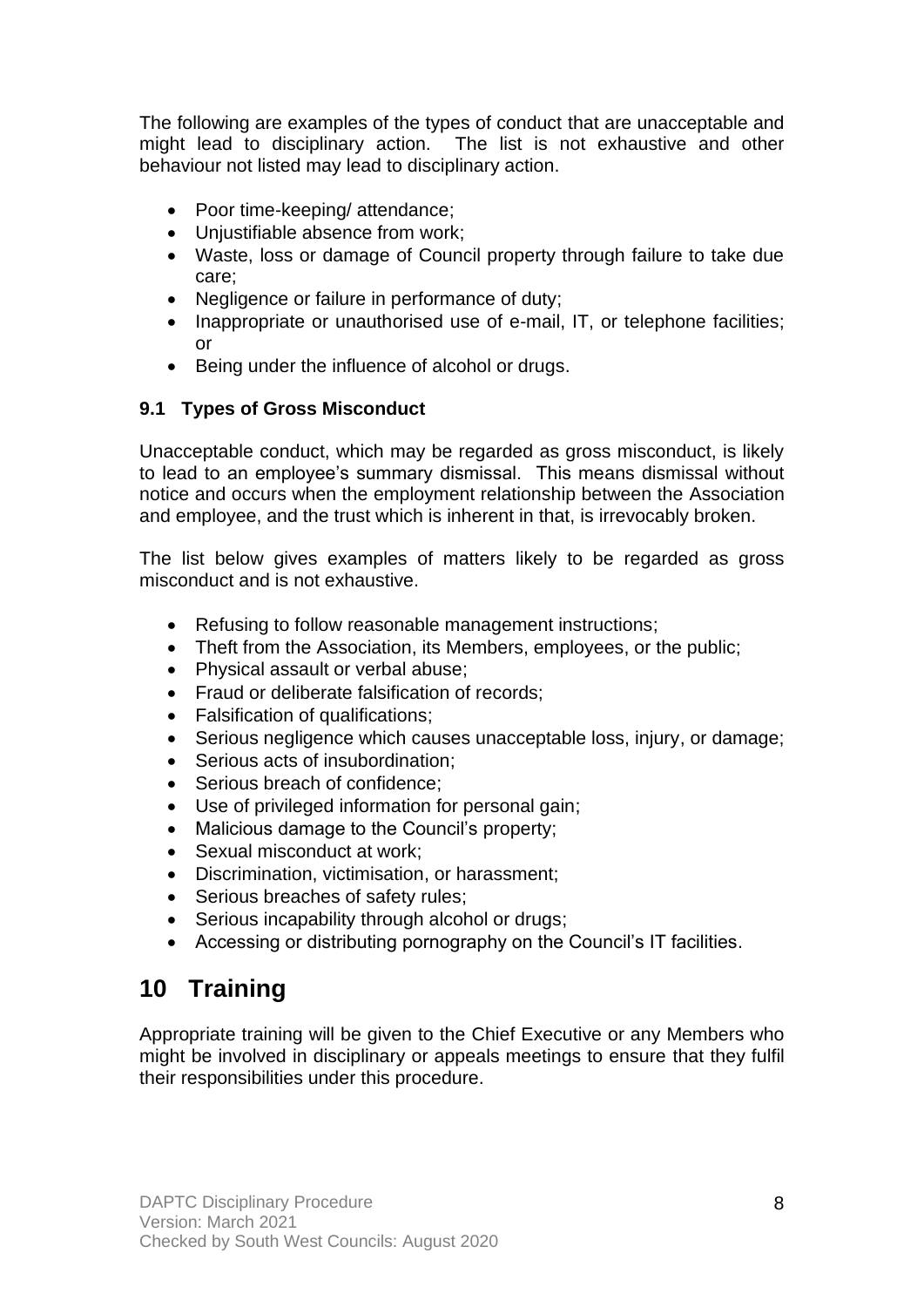The following are examples of the types of conduct that are unacceptable and might lead to disciplinary action. The list is not exhaustive and other behaviour not listed may lead to disciplinary action.

- Poor time-keeping/ attendance;
- Unjustifiable absence from work;
- Waste, loss or damage of Council property through failure to take due care;
- Negligence or failure in performance of duty;
- Inappropriate or unauthorised use of e-mail, IT, or telephone facilities; or
- Being under the influence of alcohol or drugs.

### 9.1 Types of Gross Misconduct

Unacceptable conduct, which may be regarded as gross misconduct, is likely to lead to an employee's summary dismissal. This means dismissal without notice and occurs when the employment relationship between the Association and employee, and the trust which is inherent in that, is irrevocably broken.

The list below gives examples of matters likely to be regarded as gross misconduct and is not exhaustive.

- Refusing to follow reasonable management instructions;
- Theft from the Association, its Members, employees, or the public;
- Physical assault or verbal abuse;
- Fraud or deliberate falsification of records;
- Falsification of qualifications;
- Serious negligence which causes unacceptable loss, injury, or damage;
- Serious acts of insubordination;
- Serious breach of confidence;
- Use of privileged information for personal gain;
- Malicious damage to the Council's property;
- Sexual misconduct at work;
- Discrimination, victimisation, or harassment;
- Serious breaches of safety rules;
- Serious incapability through alcohol or drugs;
- Accessing or distributing pornography on the Council's IT facilities.

## 10 Training

Appropriate training will be given to the Chief Executive or any Members who might be involved in disciplinary or appeals meetings to ensure that they fulfil their responsibilities under this procedure.